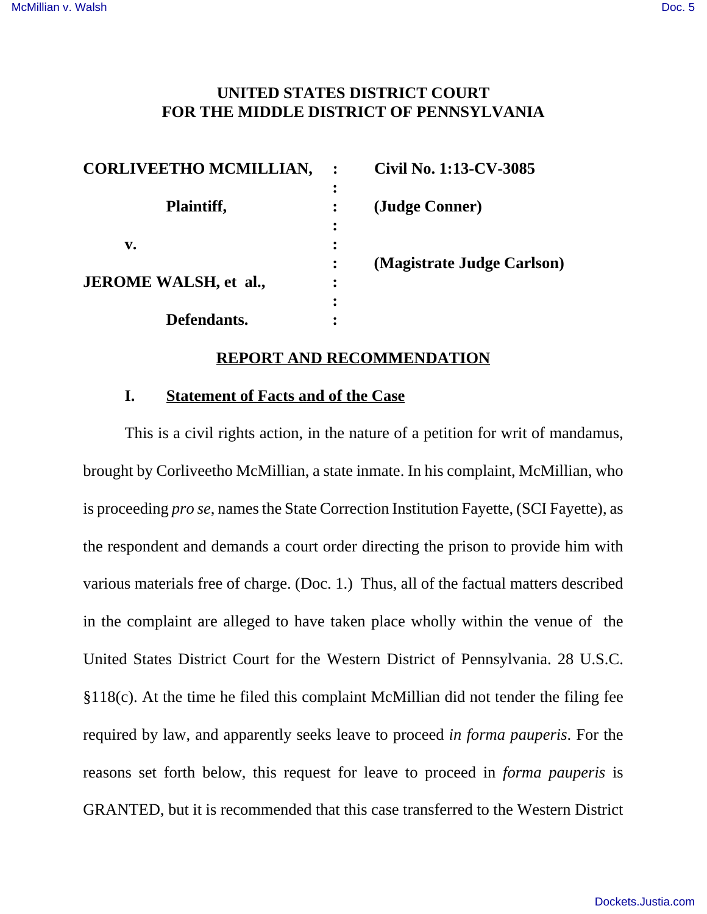# UNITED STATES DISTRICT COURT
# FOR THE MIDDLE DISTRICT OF PENNSYLVANIA

| | | |
|---|---|---|
| **CORLIVEETHO MCMILLIAN,** | : | **Civil No. 1:13-CV-3085** |
| | : | |
| **Plaintiff,** | : | **(Judge Conner)** |
| | : | |
| **v.** | : | |
| | : | **(Magistrate Judge Carlson)** |
| **JEROME WALSH, et al.,** | : | |
| | : | |
| **Defendants.** | : | |

## REPORT AND RECOMMENDATION

### I. Statement of Facts and of the Case

This is a civil rights action, in the nature of a petition for writ of mandamus, brought by Corliveetho McMillian, a state inmate. In his complaint, McMillian, who is proceeding *pro se*, names the State Correction Institution Fayette, (SCI Fayette), as the respondent and demands a court order directing the prison to provide him with various materials free of charge. (Doc. 1.) Thus, all of the factual matters described in the complaint are alleged to have taken place wholly within the venue of the United States District Court for the Western District of Pennsylvania. 28 U.S.C. §118(c). At the time he filed this complaint McMillian did not tender the filing fee required by law, and apparently seeks leave to proceed *in forma pauperis*. For the reasons set forth below, this request for leave to proceed in *forma pauperis* is GRANTED, but it is recommended that this case transferred to the Western District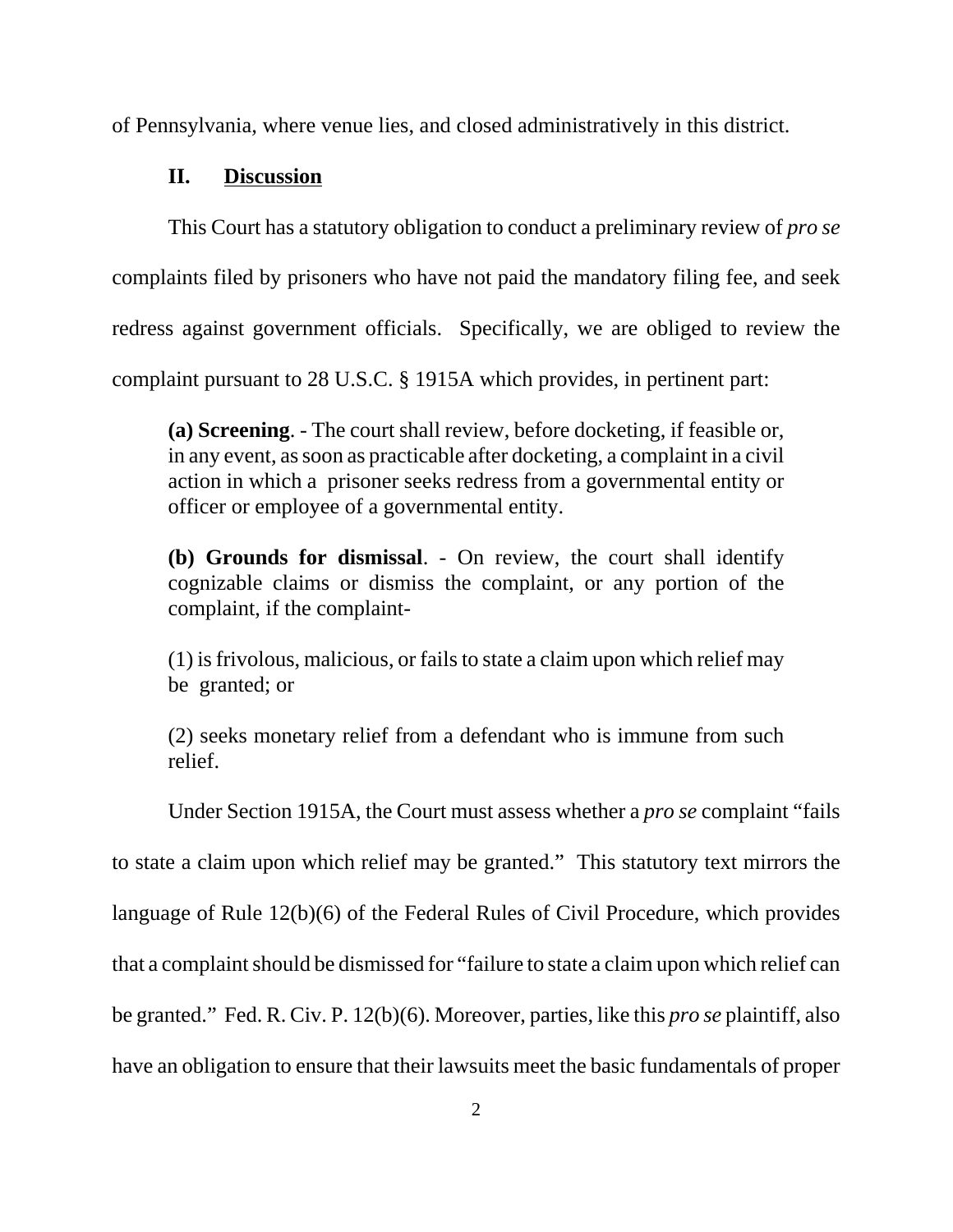of Pennsylvania, where venue lies, and closed administratively in this district.

## II. Discussion

This Court has a statutory obligation to conduct a preliminary review of *pro se* complaints filed by prisoners who have not paid the mandatory filing fee, and seek redress against government officials. Specifically, we are obliged to review the complaint pursuant to 28 U.S.C. § 1915A which provides, in pertinent part:

> **(a) Screening**. - The court shall review, before docketing, if feasible or, in any event, as soon as practicable after docketing, a complaint in a civil action in which a prisoner seeks redress from a governmental entity or officer or employee of a governmental entity.
>
> **(b) Grounds for dismissal**. - On review, the court shall identify cognizable claims or dismiss the complaint, or any portion of the complaint, if the complaint-
>
> (1) is frivolous, malicious, or fails to state a claim upon which relief may be granted; or
>
> (2) seeks monetary relief from a defendant who is immune from such relief.

Under Section 1915A, the Court must assess whether a *pro se* complaint "fails to state a claim upon which relief may be granted." This statutory text mirrors the language of Rule 12(b)(6) of the Federal Rules of Civil Procedure, which provides that a complaint should be dismissed for "failure to state a claim upon which relief can be granted." Fed. R. Civ. P. 12(b)(6). Moreover, parties, like this *pro se* plaintiff, also have an obligation to ensure that their lawsuits meet the basic fundamentals of proper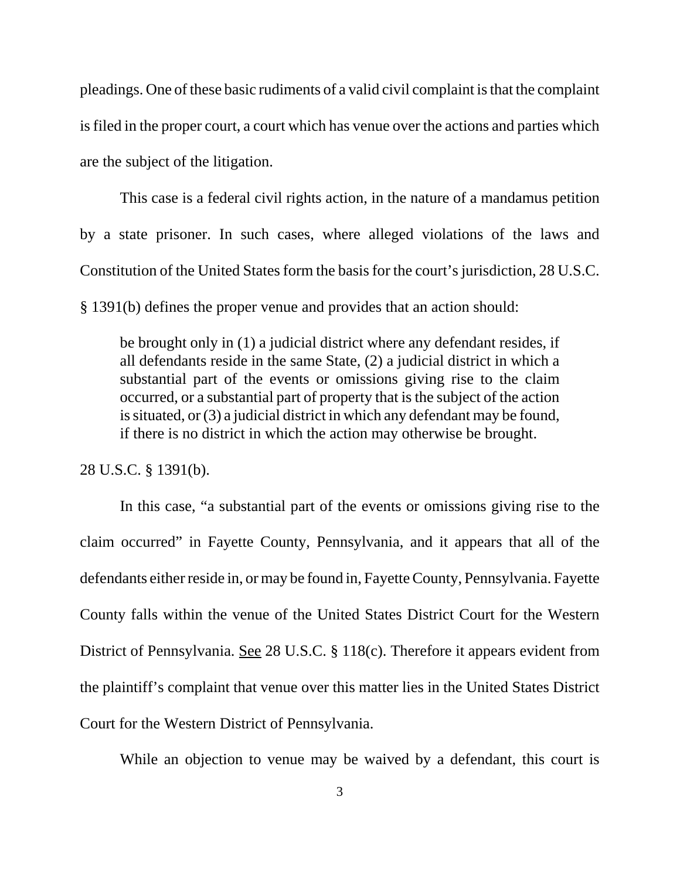pleadings. One of these basic rudiments of a valid civil complaint is that the complaint is filed in the proper court, a court which has venue over the actions and parties which are the subject of the litigation.

This case is a federal civil rights action, in the nature of a mandamus petition by a state prisoner. In such cases, where alleged violations of the laws and Constitution of the United States form the basis for the court's jurisdiction, 28 U.S.C. § 1391(b) defines the proper venue and provides that an action should:

> be brought only in (1) a judicial district where any defendant resides, if all defendants reside in the same State, (2) a judicial district in which a substantial part of the events or omissions giving rise to the claim occurred, or a substantial part of property that is the subject of the action is situated, or (3) a judicial district in which any defendant may be found, if there is no district in which the action may otherwise be brought.

28 U.S.C. § 1391(b).

In this case, "a substantial part of the events or omissions giving rise to the claim occurred" in Fayette County, Pennsylvania, and it appears that all of the defendants either reside in, or may be found in, Fayette County, Pennsylvania. Fayette County falls within the venue of the United States District Court for the Western District of Pennsylvania. See 28 U.S.C. § 118(c). Therefore it appears evident from the plaintiff's complaint that venue over this matter lies in the United States District Court for the Western District of Pennsylvania.

While an objection to venue may be waived by a defendant, this court is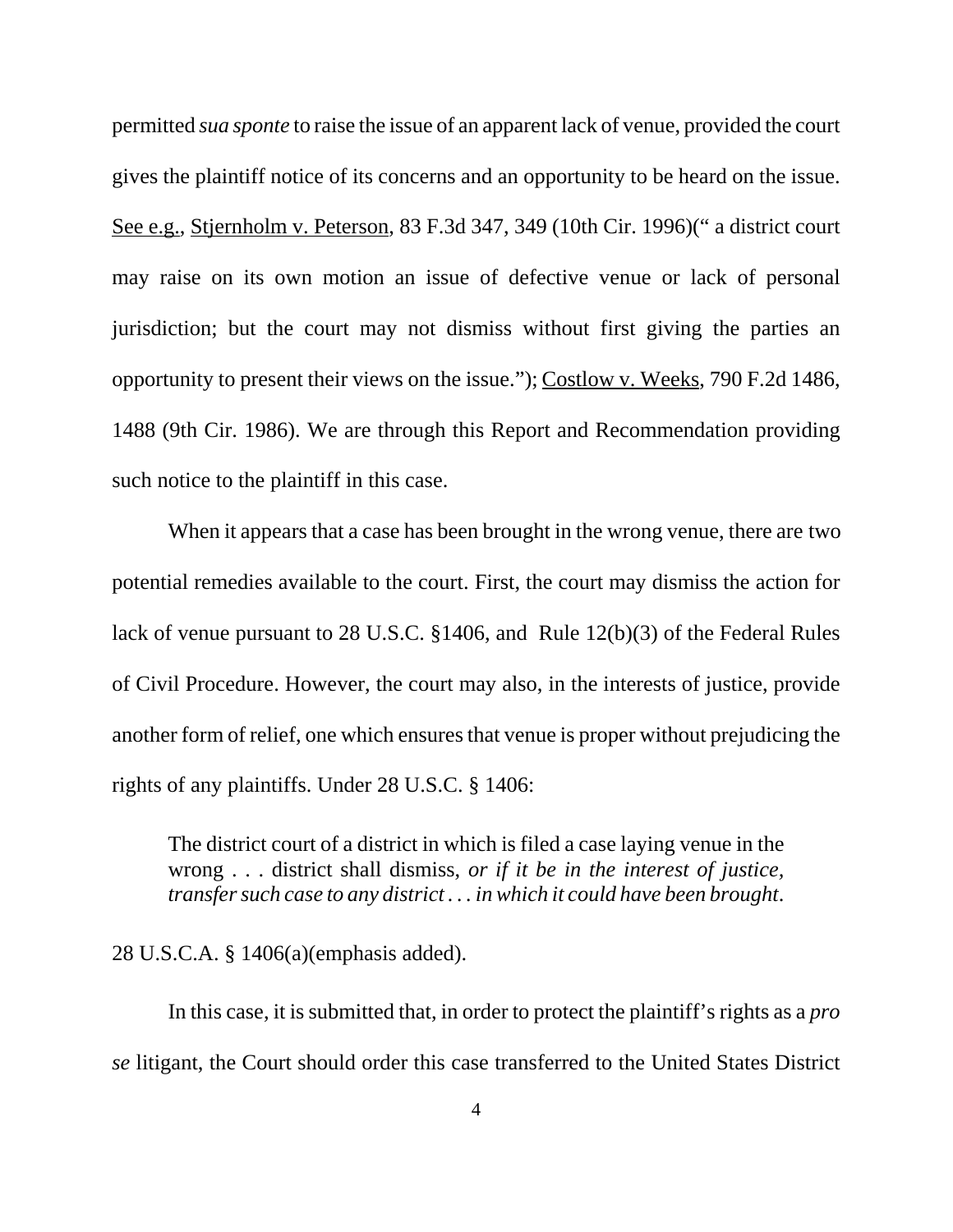permitted *sua sponte* to raise the issue of an apparent lack of venue, provided the court gives the plaintiff notice of its concerns and an opportunity to be heard on the issue. See e.g., Stjernholm v. Peterson, 83 F.3d 347, 349 (10th Cir. 1996)(" a district court may raise on its own motion an issue of defective venue or lack of personal jurisdiction; but the court may not dismiss without first giving the parties an opportunity to present their views on the issue."); Costlow v. Weeks, 790 F.2d 1486, 1488 (9th Cir. 1986). We are through this Report and Recommendation providing such notice to the plaintiff in this case.

When it appears that a case has been brought in the wrong venue, there are two potential remedies available to the court. First, the court may dismiss the action for lack of venue pursuant to 28 U.S.C. §1406, and Rule 12(b)(3) of the Federal Rules of Civil Procedure. However, the court may also, in the interests of justice, provide another form of relief, one which ensures that venue is proper without prejudicing the rights of any plaintiffs. Under 28 U.S.C. § 1406:

> The district court of a district in which is filed a case laying venue in the wrong . . . district shall dismiss, *or if it be in the interest of justice, transfer such case to any district . . . in which it could have been brought*.

28 U.S.C.A. § 1406(a)(emphasis added).

In this case, it is submitted that, in order to protect the plaintiff's rights as a *pro se* litigant, the Court should order this case transferred to the United States District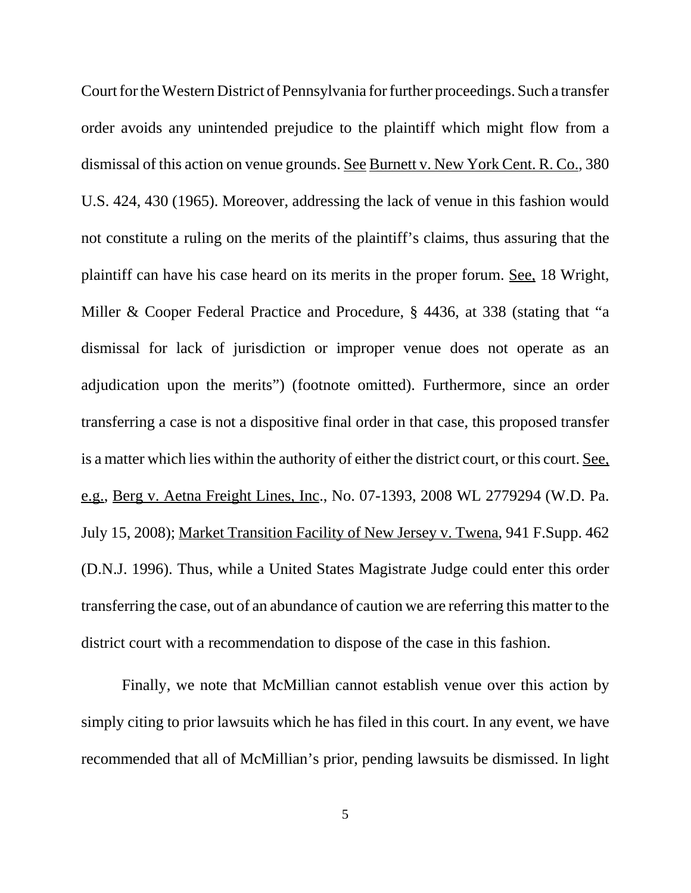Court for the Western District of Pennsylvania for further proceedings. Such a transfer order avoids any unintended prejudice to the plaintiff which might flow from a dismissal of this action on venue grounds. See Burnett v. New York Cent. R. Co., 380 U.S. 424, 430 (1965). Moreover, addressing the lack of venue in this fashion would not constitute a ruling on the merits of the plaintiff's claims, thus assuring that the plaintiff can have his case heard on its merits in the proper forum. See, 18 Wright, Miller & Cooper Federal Practice and Procedure, § 4436, at 338 (stating that "a dismissal for lack of jurisdiction or improper venue does not operate as an adjudication upon the merits") (footnote omitted). Furthermore, since an order transferring a case is not a dispositive final order in that case, this proposed transfer is a matter which lies within the authority of either the district court, or this court. See, e.g., Berg v. Aetna Freight Lines, Inc., No. 07-1393, 2008 WL 2779294 (W.D. Pa. July 15, 2008); Market Transition Facility of New Jersey v. Twena, 941 F.Supp. 462 (D.N.J. 1996). Thus, while a United States Magistrate Judge could enter this order transferring the case, out of an abundance of caution we are referring this matter to the district court with a recommendation to dispose of the case in this fashion.

Finally, we note that McMillian cannot establish venue over this action by simply citing to prior lawsuits which he has filed in this court. In any event, we have recommended that all of McMillian's prior, pending lawsuits be dismissed. In light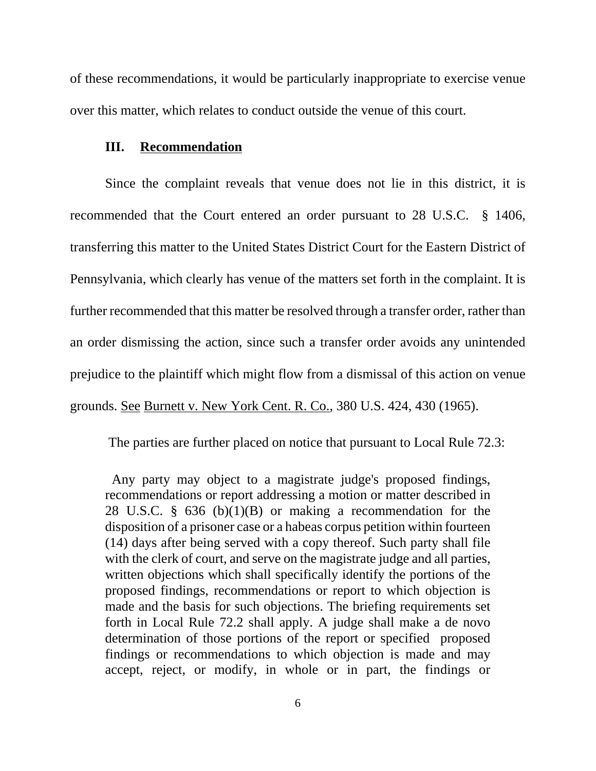of these recommendations, it would be particularly inappropriate to exercise venue over this matter, which relates to conduct outside the venue of this court.

## III. Recommendation

Since the complaint reveals that venue does not lie in this district, it is recommended that the Court entered an order pursuant to 28 U.S.C. § 1406, transferring this matter to the United States District Court for the Eastern District of Pennsylvania, which clearly has venue of the matters set forth in the complaint. It is further recommended that this matter be resolved through a transfer order, rather than an order dismissing the action, since such a transfer order avoids any unintended prejudice to the plaintiff which might flow from a dismissal of this action on venue grounds. See Burnett v. New York Cent. R. Co., 380 U.S. 424, 430 (1965).

The parties are further placed on notice that pursuant to Local Rule 72.3:

> Any party may object to a magistrate judge's proposed findings, recommendations or report addressing a motion or matter described in 28 U.S.C. § 636 (b)(1)(B) or making a recommendation for the disposition of a prisoner case or a habeas corpus petition within fourteen (14) days after being served with a copy thereof. Such party shall file with the clerk of court, and serve on the magistrate judge and all parties, written objections which shall specifically identify the portions of the proposed findings, recommendations or report to which objection is made and the basis for such objections. The briefing requirements set forth in Local Rule 72.2 shall apply. A judge shall make a de novo determination of those portions of the report or specified proposed findings or recommendations to which objection is made and may accept, reject, or modify, in whole or in part, the findings or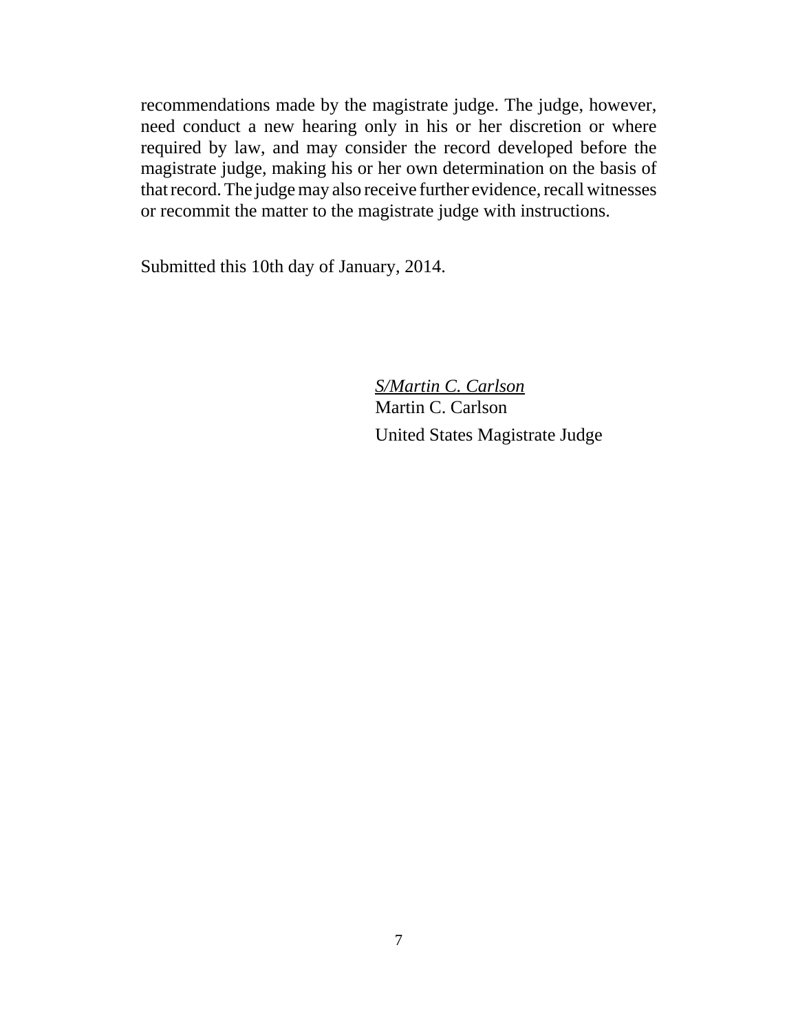recommendations made by the magistrate judge. The judge, however, need conduct a new hearing only in his or her discretion or where required by law, and may consider the record developed before the magistrate judge, making his or her own determination on the basis of that record. The judge may also receive further evidence, recall witnesses or recommit the matter to the magistrate judge with instructions.

Submitted this 10th day of January, 2014.

*S/Martin C. Carlson*
Martin C. Carlson
United States Magistrate Judge